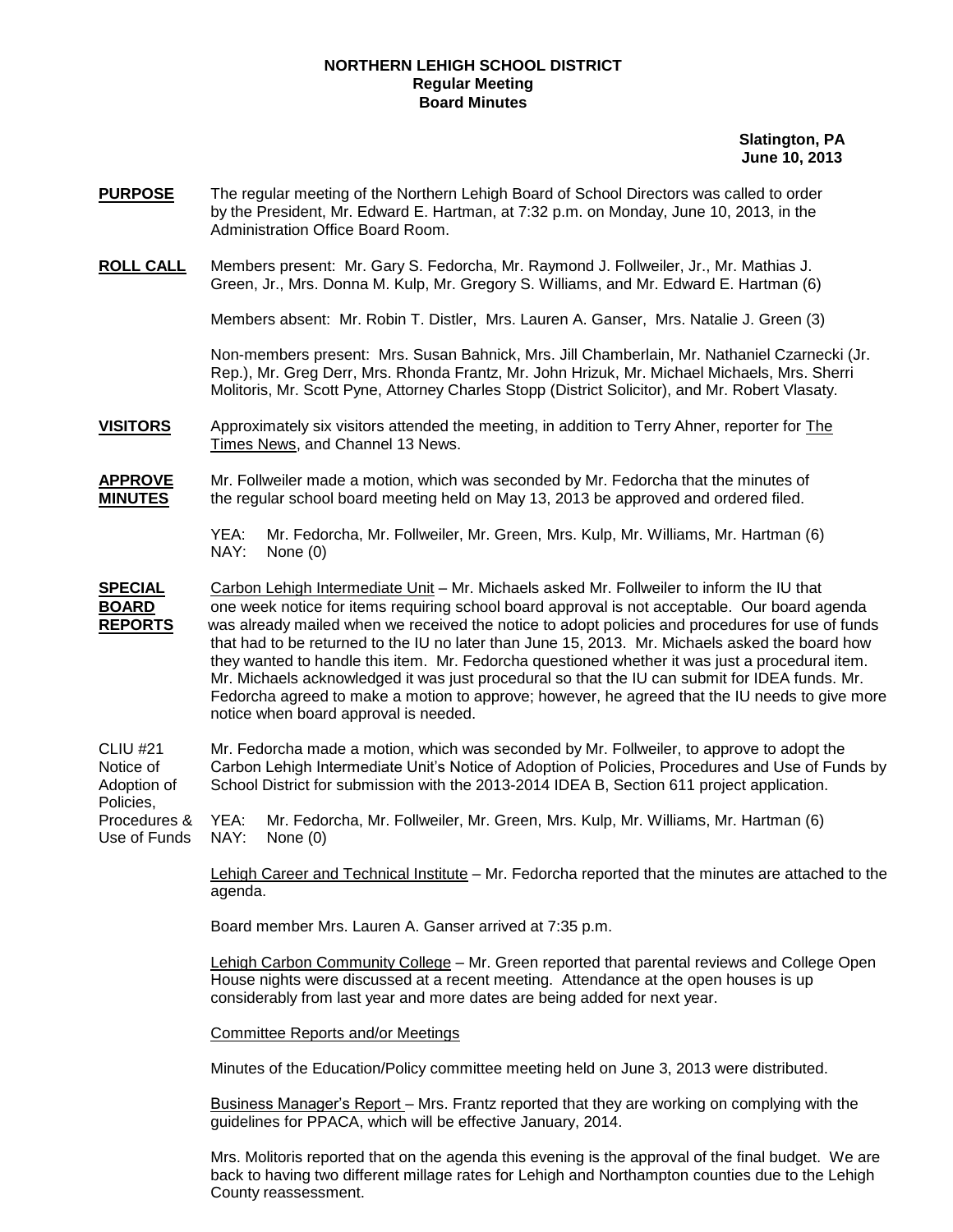**NORTHERN LEHIGH SCHOOL DISTRICT**
**Regular Meeting**
**Board Minutes**

**Slatington, PA**
**June 10, 2013**

**PURPOSE** The regular meeting of the Northern Lehigh Board of School Directors was called to order by the President, Mr. Edward E. Hartman, at 7:32 p.m. on Monday, June 10, 2013, in the Administration Office Board Room.

**ROLL CALL** Members present: Mr. Gary S. Fedorcha, Mr. Raymond J. Follweiler, Jr., Mr. Mathias J. Green, Jr., Mrs. Donna M. Kulp, Mr. Gregory S. Williams, and Mr. Edward E. Hartman (6)

Members absent: Mr. Robin T. Distler, Mrs. Lauren A. Ganser, Mrs. Natalie J. Green (3)

Non-members present: Mrs. Susan Bahnick, Mrs. Jill Chamberlain, Mr. Nathaniel Czarnecki (Jr. Rep.), Mr. Greg Derr, Mrs. Rhonda Frantz, Mr. John Hrizuk, Mr. Michael Michaels, Mrs. Sherri Molitoris, Mr. Scott Pyne, Attorney Charles Stopp (District Solicitor), and Mr. Robert Vlasaty.

**VISITORS** Approximately six visitors attended the meeting, in addition to Terry Ahner, reporter for The Times News, and Channel 13 News.

**APPROVE MINUTES** Mr. Follweiler made a motion, which was seconded by Mr. Fedorcha that the minutes of the regular school board meeting held on May 13, 2013 be approved and ordered filed.

YEA: Mr. Fedorcha, Mr. Follweiler, Mr. Green, Mrs. Kulp, Mr. Williams, Mr. Hartman (6)
NAY: None (0)

**SPECIAL BOARD REPORTS** Carbon Lehigh Intermediate Unit – Mr. Michaels asked Mr. Follweiler to inform the IU that one week notice for items requiring school board approval is not acceptable. Our board agenda was already mailed when we received the notice to adopt policies and procedures for use of funds that had to be returned to the IU no later than June 15, 2013. Mr. Michaels asked the board how they wanted to handle this item. Mr. Fedorcha questioned whether it was just a procedural item. Mr. Michaels acknowledged it was just procedural so that the IU can submit for IDEA funds. Mr. Fedorcha agreed to make a motion to approve; however, he agreed that the IU needs to give more notice when board approval is needed.

CLIU #21 Notice of Adoption of Policies, Procedures & Use of Funds

Mr. Fedorcha made a motion, which was seconded by Mr. Follweiler, to approve to adopt the Carbon Lehigh Intermediate Unit's Notice of Adoption of Policies, Procedures and Use of Funds by School District for submission with the 2013-2014 IDEA B, Section 611 project application.

YEA: Mr. Fedorcha, Mr. Follweiler, Mr. Green, Mrs. Kulp, Mr. Williams, Mr. Hartman (6)
NAY: None (0)

Lehigh Career and Technical Institute – Mr. Fedorcha reported that the minutes are attached to the agenda.

Board member Mrs. Lauren A. Ganser arrived at 7:35 p.m.

Lehigh Carbon Community College – Mr. Green reported that parental reviews and College Open House nights were discussed at a recent meeting. Attendance at the open houses is up considerably from last year and more dates are being added for next year.

Committee Reports and/or Meetings

Minutes of the Education/Policy committee meeting held on June 3, 2013 were distributed.

Business Manager's Report – Mrs. Frantz reported that they are working on complying with the guidelines for PPACA, which will be effective January, 2014.

Mrs. Molitoris reported that on the agenda this evening is the approval of the final budget. We are back to having two different millage rates for Lehigh and Northampton counties due to the Lehigh County reassessment.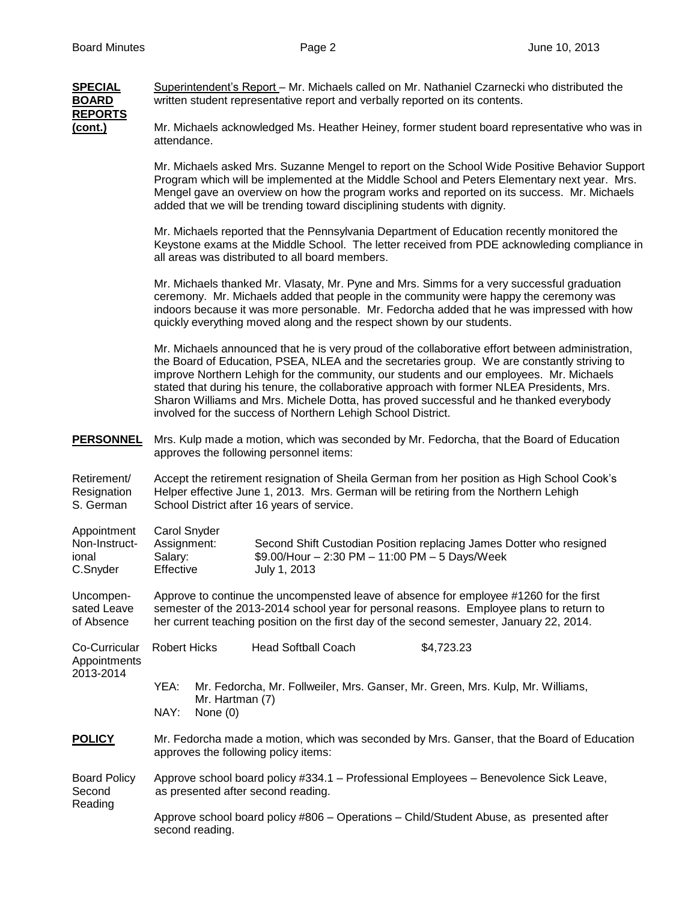**SPECIAL BOARD REPORTS (cont.)**

Superintendent's Report – Mr. Michaels called on Mr. Nathaniel Czarnecki who distributed the written student representative report and verbally reported on its contents.

Mr. Michaels acknowledged Ms. Heather Heiney, former student board representative who was in attendance.

Mr. Michaels asked Mrs. Suzanne Mengel to report on the School Wide Positive Behavior Support Program which will be implemented at the Middle School and Peters Elementary next year. Mrs. Mengel gave an overview on how the program works and reported on its success. Mr. Michaels added that we will be trending toward disciplining students with dignity.

Mr. Michaels reported that the Pennsylvania Department of Education recently monitored the Keystone exams at the Middle School. The letter received from PDE acknowleding compliance in all areas was distributed to all board members.

Mr. Michaels thanked Mr. Vlasaty, Mr. Pyne and Mrs. Simms for a very successful graduation ceremony. Mr. Michaels added that people in the community were happy the ceremony was indoors because it was more personable. Mr. Fedorcha added that he was impressed with how quickly everything moved along and the respect shown by our students.

Mr. Michaels announced that he is very proud of the collaborative effort between administration, the Board of Education, PSEA, NLEA and the secretaries group. We are constantly striving to improve Northern Lehigh for the community, our students and our employees. Mr. Michaels stated that during his tenure, the collaborative approach with former NLEA Presidents, Mrs. Sharon Williams and Mrs. Michele Dotta, has proved successful and he thanked everybody involved for the success of Northern Lehigh School District.

**PERSONNEL**

Mrs. Kulp made a motion, which was seconded by Mr. Fedorcha, that the Board of Education approves the following personnel items:

Retirement/ Resignation S. German

Accept the retirement resignation of Sheila German from her position as High School Cook's Helper effective June 1, 2013. Mrs. German will be retiring from the Northern Lehigh School District after 16 years of service.

Appointment Non-Instructional C.Snyder

Carol Snyder
Assignment: Second Shift Custodian Position replacing James Dotter who resigned
Salary: $9.00/Hour – 2:30 PM – 11:00 PM – 5 Days/Week
Effective July 1, 2013

Uncompensated Leave of Absence

Approve to continue the uncompensted leave of absence for employee #1260 for the first semester of the 2013-2014 school year for personal reasons. Employee plans to return to her current teaching position on the first day of the second semester, January 22, 2014.

Co-Curricular Appointments 2013-2014

| Robert Hicks | Head Softball Coach | $4,723.23 |
|---|---|---|

YEA: Mr. Fedorcha, Mr. Follweiler, Mrs. Ganser, Mr. Green, Mrs. Kulp, Mr. Williams, Mr. Hartman (7)
NAY: None (0)

**POLICY**

Mr. Fedorcha made a motion, which was seconded by Mrs. Ganser, that the Board of Education approves the following policy items:

Board Policy Second Reading

Approve school board policy #334.1 – Professional Employees – Benevolence Sick Leave, as presented after second reading.

Approve school board policy #806 – Operations – Child/Student Abuse, as presented after second reading.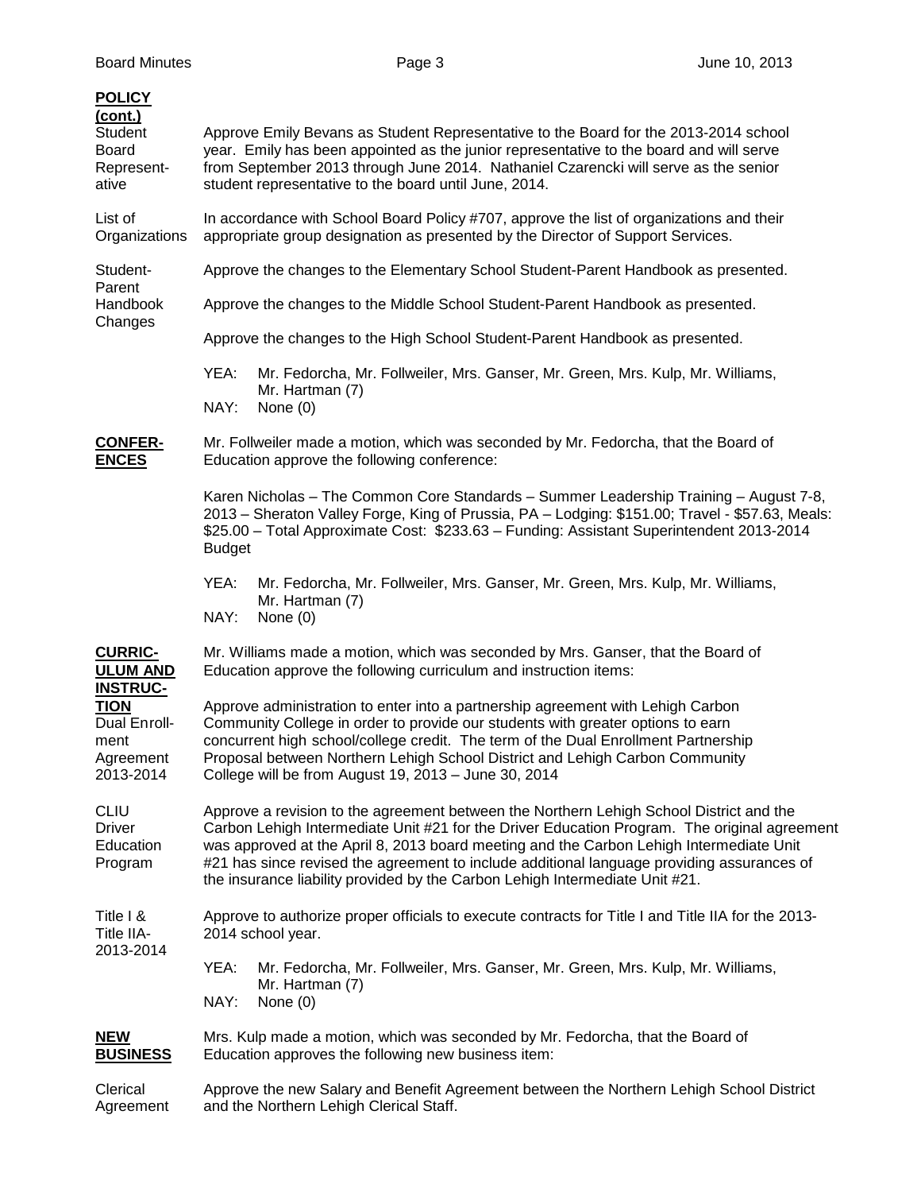**POLICY (cont.)**

**Student Board Representative**

Approve Emily Bevans as Student Representative to the Board for the 2013-2014 school year. Emily has been appointed as the junior representative to the board and will serve from September 2013 through June 2014. Nathaniel Czarencki will serve as the senior student representative to the board until June, 2014.

**List of Organizations**

In accordance with School Board Policy #707, approve the list of organizations and their appropriate group designation as presented by the Director of Support Services.

**Student-Parent Handbook Changes**

Approve the changes to the Elementary School Student-Parent Handbook as presented.

Approve the changes to the Middle School Student-Parent Handbook as presented.

Approve the changes to the High School Student-Parent Handbook as presented.

YEA: Mr. Fedorcha, Mr. Follweiler, Mrs. Ganser, Mr. Green, Mrs. Kulp, Mr. Williams, Mr. Hartman (7)
NAY: None (0)

**CONFERENCES**

Mr. Follweiler made a motion, which was seconded by Mr. Fedorcha, that the Board of Education approve the following conference:

Karen Nicholas – The Common Core Standards – Summer Leadership Training – August 7-8, 2013 – Sheraton Valley Forge, King of Prussia, PA – Lodging: $151.00; Travel - $57.63, Meals: $25.00 – Total Approximate Cost: $233.63 – Funding: Assistant Superintendent 2013-2014 Budget

YEA: Mr. Fedorcha, Mr. Follweiler, Mrs. Ganser, Mr. Green, Mrs. Kulp, Mr. Williams, Mr. Hartman (7)
NAY: None (0)

**CURRICULUM AND INSTRUCTION**

Mr. Williams made a motion, which was seconded by Mrs. Ganser, that the Board of Education approve the following curriculum and instruction items:

**Dual Enrollment Agreement 2013-2014**

Approve administration to enter into a partnership agreement with Lehigh Carbon Community College in order to provide our students with greater options to earn concurrent high school/college credit. The term of the Dual Enrollment Partnership Proposal between Northern Lehigh School District and Lehigh Carbon Community College will be from August 19, 2013 – June 30, 2014

**CLIU Driver Education Program**

Approve a revision to the agreement between the Northern Lehigh School District and the Carbon Lehigh Intermediate Unit #21 for the Driver Education Program. The original agreement was approved at the April 8, 2013 board meeting and the Carbon Lehigh Intermediate Unit #21 has since revised the agreement to include additional language providing assurances of the insurance liability provided by the Carbon Lehigh Intermediate Unit #21.

**Title I & Title IIA-2013-2014**

Approve to authorize proper officials to execute contracts for Title I and Title IIA for the 2013-2014 school year.

YEA: Mr. Fedorcha, Mr. Follweiler, Mrs. Ganser, Mr. Green, Mrs. Kulp, Mr. Williams, Mr. Hartman (7)
NAY: None (0)

**NEW BUSINESS**

Mrs. Kulp made a motion, which was seconded by Mr. Fedorcha, that the Board of Education approves the following new business item:

**Clerical Agreement**

Approve the new Salary and Benefit Agreement between the Northern Lehigh School District and the Northern Lehigh Clerical Staff.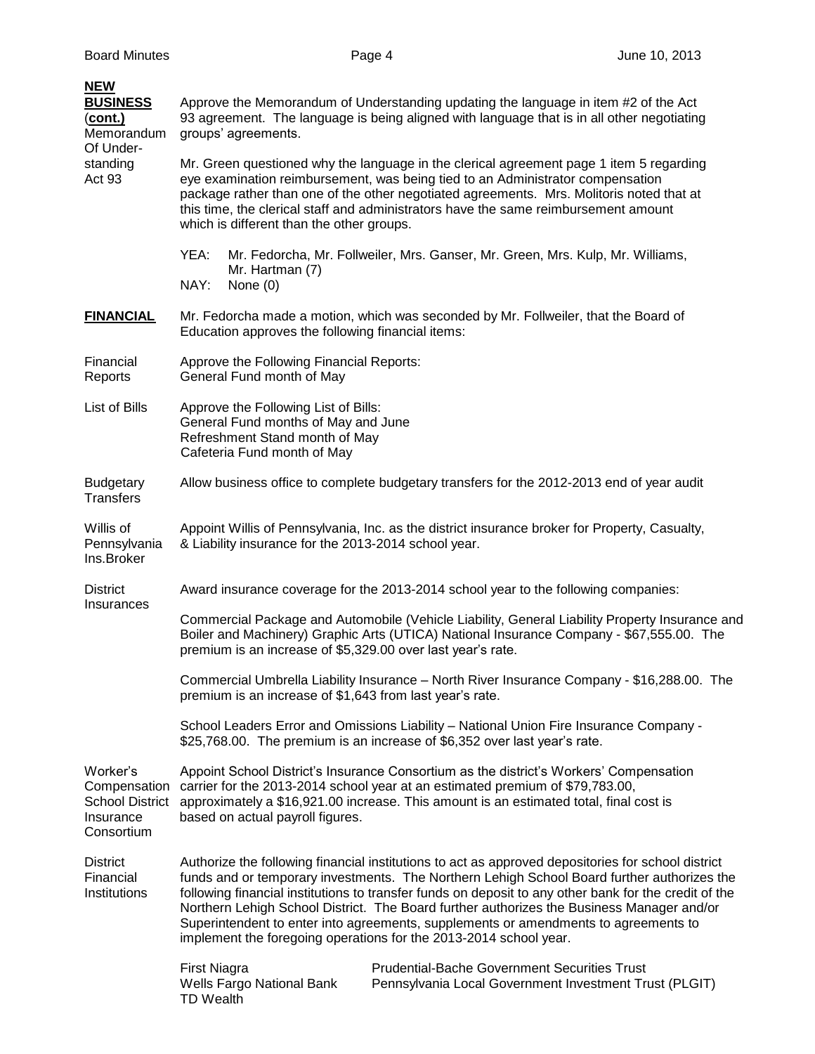**NEW BUSINESS (cont.)**

**Memorandum Of Understanding Act 93**

Approve the Memorandum of Understanding updating the language in item #2 of the Act 93 agreement. The language is being aligned with language that is in all other negotiating groups' agreements.

Mr. Green questioned why the language in the clerical agreement page 1 item 5 regarding eye examination reimbursement, was being tied to an Administrator compensation package rather than one of the other negotiated agreements. Mrs. Molitoris noted that at this time, the clerical staff and administrators have the same reimbursement amount which is different than the other groups.

YEA: Mr. Fedorcha, Mr. Follweiler, Mrs. Ganser, Mr. Green, Mrs. Kulp, Mr. Williams, Mr. Hartman (7)
NAY: None (0)

**FINANCIAL**

Mr. Fedorcha made a motion, which was seconded by Mr. Follweiler, that the Board of Education approves the following financial items:

**Financial Reports**

Approve the Following Financial Reports:
General Fund month of May

**List of Bills**

Approve the Following List of Bills:
General Fund months of May and June
Refreshment Stand month of May
Cafeteria Fund month of May

**Budgetary Transfers**

Allow business office to complete budgetary transfers for the 2012-2013 end of year audit

**Willis of Pennsylvania Ins.Broker**

Appoint Willis of Pennsylvania, Inc. as the district insurance broker for Property, Casualty, & Liability insurance for the 2013-2014 school year.

**District Insurances**

Award insurance coverage for the 2013-2014 school year to the following companies:

Commercial Package and Automobile (Vehicle Liability, General Liability Property Insurance and Boiler and Machinery) Graphic Arts (UTICA) National Insurance Company - $67,555.00. The premium is an increase of $5,329.00 over last year's rate.

Commercial Umbrella Liability Insurance – North River Insurance Company - $16,288.00. The premium is an increase of $1,643 from last year's rate.

School Leaders Error and Omissions Liability – National Union Fire Insurance Company - $25,768.00. The premium is an increase of $6,352 over last year's rate.

**Worker's Compensation School District Insurance Consortium**

Appoint School District's Insurance Consortium as the district's Workers' Compensation carrier for the 2013-2014 school year at an estimated premium of $79,783.00, approximately a $16,921.00 increase. This amount is an estimated total, final cost is based on actual payroll figures.

**District Financial Institutions**

Authorize the following financial institutions to act as approved depositories for school district funds and or temporary investments. The Northern Lehigh School Board further authorizes the following financial institutions to transfer funds on deposit to any other bank for the credit of the Northern Lehigh School District. The Board further authorizes the Business Manager and/or Superintendent to enter into agreements, supplements or amendments to agreements to implement the foregoing operations for the 2013-2014 school year.

- First Niagra
- Wells Fargo National Bank
- TD Wealth
- Prudential-Bache Government Securities Trust
- Pennsylvania Local Government Investment Trust (PLGIT)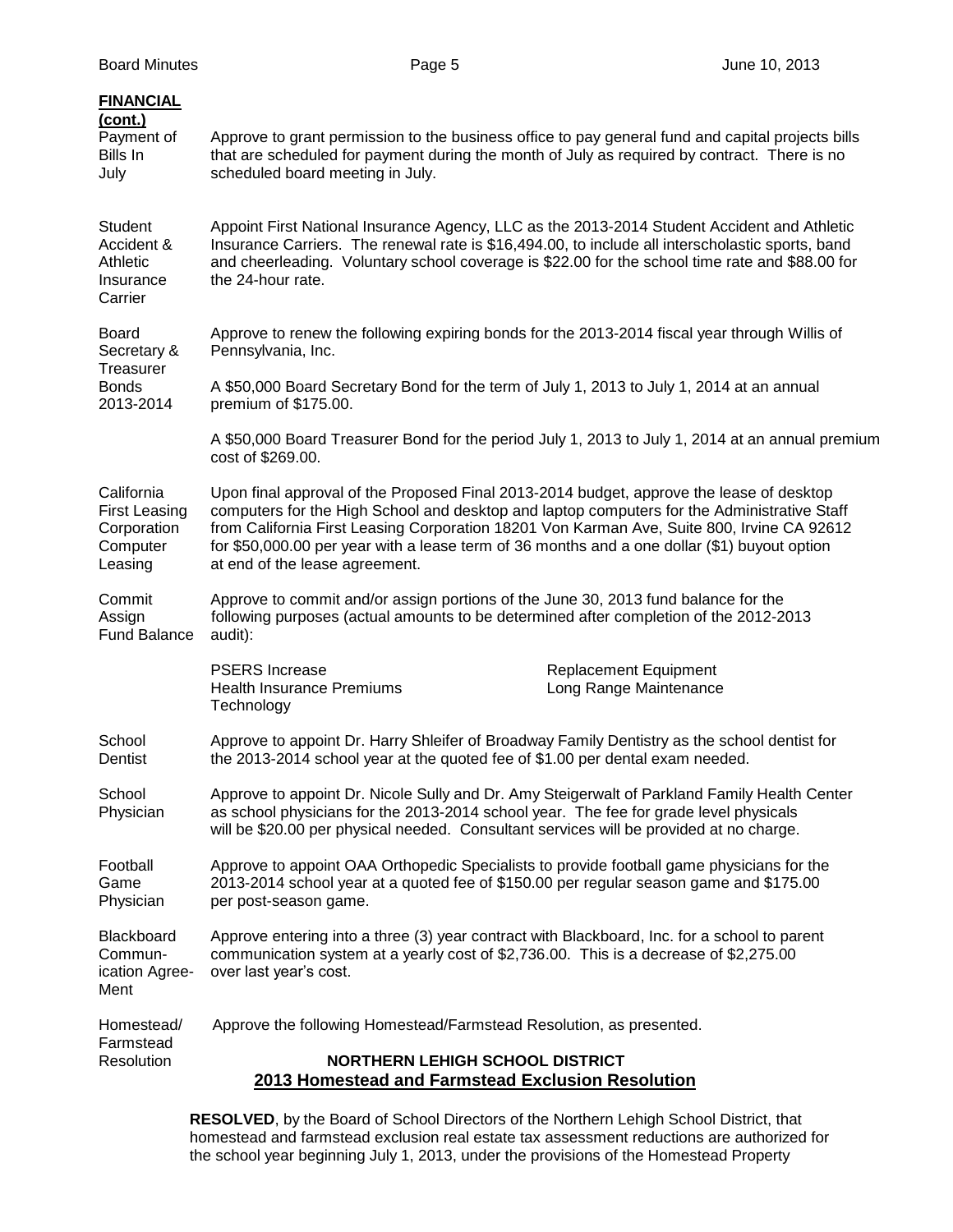**FINANCIAL (cont.)**

**Payment of Bills In July** — Approve to grant permission to the business office to pay general fund and capital projects bills that are scheduled for payment during the month of July as required by contract. There is no scheduled board meeting in July.

**Student Accident & Athletic Insurance Carrier** — Appoint First National Insurance Agency, LLC as the 2013-2014 Student Accident and Athletic Insurance Carriers. The renewal rate is $16,494.00, to include all interscholastic sports, band and cheerleading. Voluntary school coverage is $22.00 for the school time rate and $88.00 for the 24-hour rate.

**Board Secretary & Treasurer Bonds 2013-2014** — Approve to renew the following expiring bonds for the 2013-2014 fiscal year through Willis of Pennsylvania, Inc.

A $50,000 Board Secretary Bond for the term of July 1, 2013 to July 1, 2014 at an annual premium of $175.00.

A $50,000 Board Treasurer Bond for the period July 1, 2013 to July 1, 2014 at an annual premium cost of $269.00.

**California First Leasing Corporation Computer Leasing** — Upon final approval of the Proposed Final 2013-2014 budget, approve the lease of desktop computers for the High School and desktop and laptop computers for the Administrative Staff from California First Leasing Corporation 18201 Von Karman Ave, Suite 800, Irvine CA 92612 for $50,000.00 per year with a lease term of 36 months and a one dollar ($1) buyout option at end of the lease agreement.

**Commit Assign Fund Balance** — Approve to commit and/or assign portions of the June 30, 2013 fund balance for the following purposes (actual amounts to be determined after completion of the 2012-2013 audit):

- PSERS Increase
- Health Insurance Premiums
- Technology
- Replacement Equipment
- Long Range Maintenance

**School Dentist** — Approve to appoint Dr. Harry Shleifer of Broadway Family Dentistry as the school dentist for the 2013-2014 school year at the quoted fee of $1.00 per dental exam needed.

**School Physician** — Approve to appoint Dr. Nicole Sully and Dr. Amy Steigerwalt of Parkland Family Health Center as school physicians for the 2013-2014 school year. The fee for grade level physicals will be $20.00 per physical needed. Consultant services will be provided at no charge.

**Football Game Physician** — Approve to appoint OAA Orthopedic Specialists to provide football game physicians for the 2013-2014 school year at a quoted fee of $150.00 per regular season game and $175.00 per post-season game.

**Blackboard Communication Agreement** — Approve entering into a three (3) year contract with Blackboard, Inc. for a school to parent communication system at a yearly cost of $2,736.00. This is a decrease of $2,275.00 over last year's cost.

**Homestead/ Farmstead Resolution** — Approve the following Homestead/Farmstead Resolution, as presented.

**NORTHERN LEHIGH SCHOOL DISTRICT**

**2013 Homestead and Farmstead Exclusion Resolution**

**RESOLVED**, by the Board of School Directors of the Northern Lehigh School District, that homestead and farmstead exclusion real estate tax assessment reductions are authorized for the school year beginning July 1, 2013, under the provisions of the Homestead Property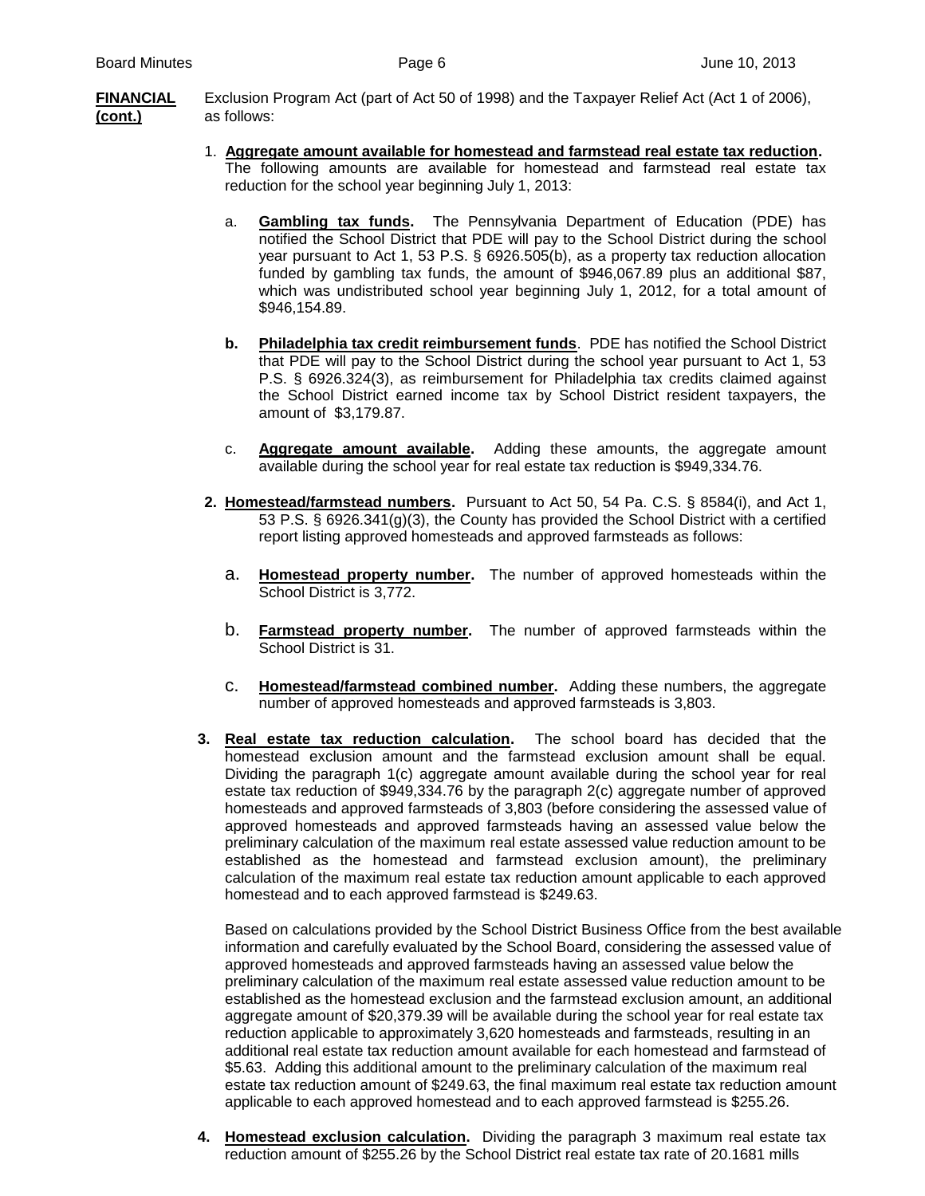**FINANCIAL (cont.)**

Exclusion Program Act (part of Act 50 of 1998) and the Taxpayer Relief Act (Act 1 of 2006), as follows:

1. **Aggregate amount available for homestead and farmstead real estate tax reduction.** The following amounts are available for homestead and farmstead real estate tax reduction for the school year beginning July 1, 2013:

   a. **Gambling tax funds.** The Pennsylvania Department of Education (PDE) has notified the School District that PDE will pay to the School District during the school year pursuant to Act 1, 53 P.S. § 6926.505(b), as a property tax reduction allocation funded by gambling tax funds, the amount of $946,067.89 plus an additional $87, which was undistributed school year beginning July 1, 2012, for a total amount of $946,154.89.

   b. **Philadelphia tax credit reimbursement funds**. PDE has notified the School District that PDE will pay to the School District during the school year pursuant to Act 1, 53 P.S. § 6926.324(3), as reimbursement for Philadelphia tax credits claimed against the School District earned income tax by School District resident taxpayers, the amount of $3,179.87.

   c. **Aggregate amount available.** Adding these amounts, the aggregate amount available during the school year for real estate tax reduction is $949,334.76.

2. **Homestead/farmstead numbers.** Pursuant to Act 50, 54 Pa. C.S. § 8584(i), and Act 1, 53 P.S. § 6926.341(g)(3), the County has provided the School District with a certified report listing approved homesteads and approved farmsteads as follows:

   a. **Homestead property number.** The number of approved homesteads within the School District is 3,772.

   b. **Farmstead property number.** The number of approved farmsteads within the School District is 31.

   c. **Homestead/farmstead combined number.** Adding these numbers, the aggregate number of approved homesteads and approved farmsteads is 3,803.

3. **Real estate tax reduction calculation.** The school board has decided that the homestead exclusion amount and the farmstead exclusion amount shall be equal. Dividing the paragraph 1(c) aggregate amount available during the school year for real estate tax reduction of $949,334.76 by the paragraph 2(c) aggregate number of approved homesteads and approved farmsteads of 3,803 (before considering the assessed value of approved homesteads and approved farmsteads having an assessed value below the preliminary calculation of the maximum real estate assessed value reduction amount to be established as the homestead and farmstead exclusion amount), the preliminary calculation of the maximum real estate tax reduction amount applicable to each approved homestead and to each approved farmstead is $249.63.

   Based on calculations provided by the School District Business Office from the best available information and carefully evaluated by the School Board, considering the assessed value of approved homesteads and approved farmsteads having an assessed value below the preliminary calculation of the maximum real estate assessed value reduction amount to be established as the homestead exclusion and the farmstead exclusion amount, an additional aggregate amount of $20,379.39 will be available during the school year for real estate tax reduction applicable to approximately 3,620 homesteads and farmsteads, resulting in an additional real estate tax reduction amount available for each homestead and farmstead of $5.63. Adding this additional amount to the preliminary calculation of the maximum real estate tax reduction amount of $249.63, the final maximum real estate tax reduction amount applicable to each approved homestead and to each approved farmstead is $255.26.

4. **Homestead exclusion calculation.** Dividing the paragraph 3 maximum real estate tax reduction amount of $255.26 by the School District real estate tax rate of 20.1681 mills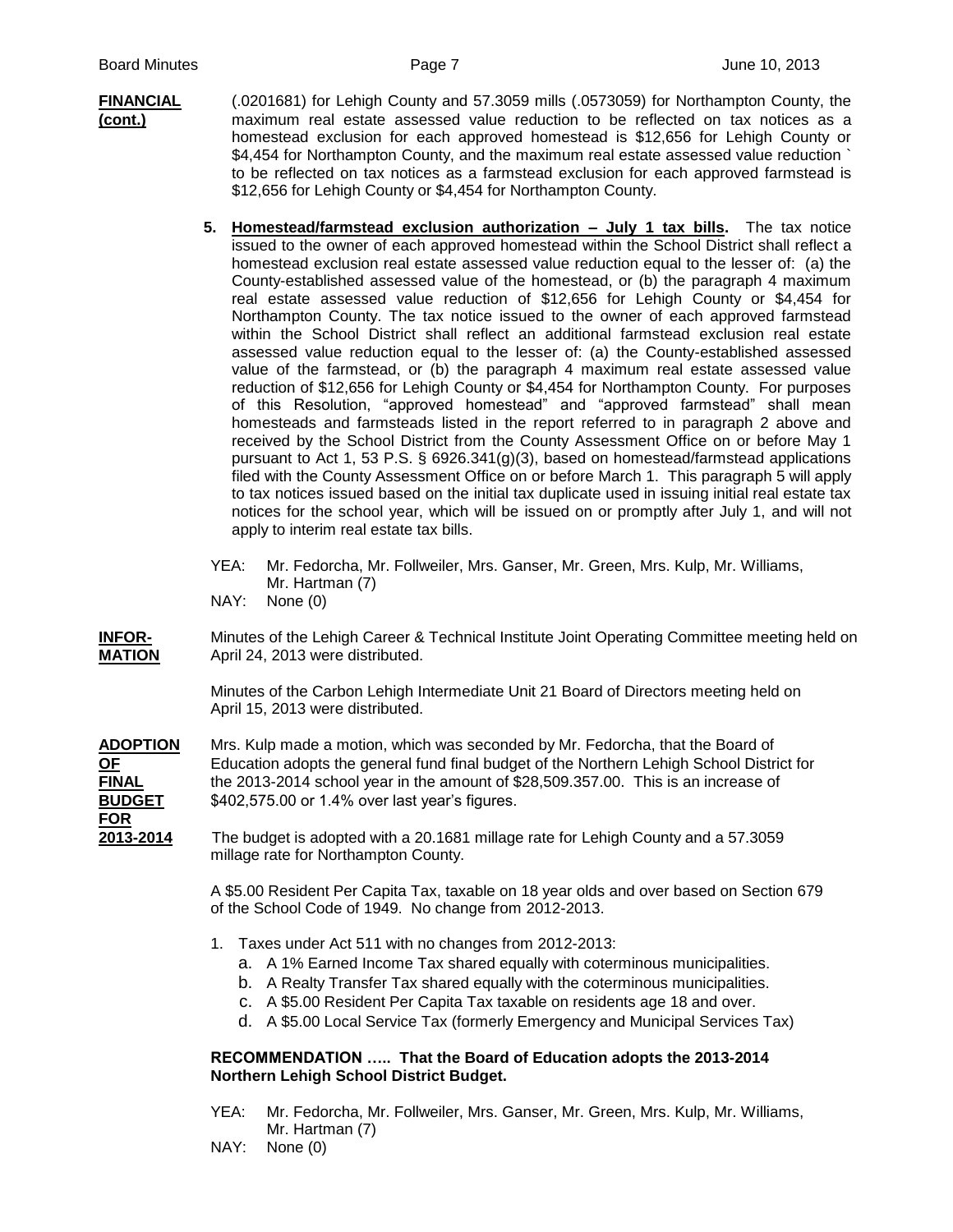**FINANCIAL (cont.)**

(.0201681) for Lehigh County and 57.3059 mills (.0573059) for Northampton County, the maximum real estate assessed value reduction to be reflected on tax notices as a homestead exclusion for each approved homestead is $12,656 for Lehigh County or $4,454 for Northampton County, and the maximum real estate assessed value reduction ` to be reflected on tax notices as a farmstead exclusion for each approved farmstead is $12,656 for Lehigh County or $4,454 for Northampton County.

5. **Homestead/farmstead exclusion authorization – July 1 tax bills.** The tax notice issued to the owner of each approved homestead within the School District shall reflect a homestead exclusion real estate assessed value reduction equal to the lesser of: (a) the County-established assessed value of the homestead, or (b) the paragraph 4 maximum real estate assessed value reduction of $12,656 for Lehigh County or $4,454 for Northampton County. The tax notice issued to the owner of each approved farmstead within the School District shall reflect an additional farmstead exclusion real estate assessed value reduction equal to the lesser of: (a) the County-established assessed value of the farmstead, or (b) the paragraph 4 maximum real estate assessed value reduction of $12,656 for Lehigh County or $4,454 for Northampton County. For purposes of this Resolution, "approved homestead" and "approved farmstead" shall mean homesteads and farmsteads listed in the report referred to in paragraph 2 above and received by the School District from the County Assessment Office on or before May 1 pursuant to Act 1, 53 P.S. § 6926.341(g)(3), based on homestead/farmstead applications filed with the County Assessment Office on or before March 1. This paragraph 5 will apply to tax notices issued based on the initial tax duplicate used in issuing initial real estate tax notices for the school year, which will be issued on or promptly after July 1, and will not apply to interim real estate tax bills.

YEA: Mr. Fedorcha, Mr. Follweiler, Mrs. Ganser, Mr. Green, Mrs. Kulp, Mr. Williams, Mr. Hartman (7)
NAY: None (0)

**INFORMATION**

Minutes of the Lehigh Career & Technical Institute Joint Operating Committee meeting held on April 24, 2013 were distributed.

Minutes of the Carbon Lehigh Intermediate Unit 21 Board of Directors meeting held on April 15, 2013 were distributed.

**ADOPTION OF FINAL BUDGET FOR 2013-2014**

Mrs. Kulp made a motion, which was seconded by Mr. Fedorcha, that the Board of Education adopts the general fund final budget of the Northern Lehigh School District for the 2013-2014 school year in the amount of $28,509.357.00. This is an increase of $402,575.00 or 1.4% over last year's figures.

The budget is adopted with a 20.1681 millage rate for Lehigh County and a 57.3059 millage rate for Northampton County.

A $5.00 Resident Per Capita Tax, taxable on 18 year olds and over based on Section 679 of the School Code of 1949. No change from 2012-2013.

1. Taxes under Act 511 with no changes from 2012-2013:
   a. A 1% Earned Income Tax shared equally with coterminous municipalities.
   b. A Realty Transfer Tax shared equally with the coterminous municipalities.
   c. A $5.00 Resident Per Capita Tax taxable on residents age 18 and over.
   d. A $5.00 Local Service Tax (formerly Emergency and Municipal Services Tax)

**RECOMMENDATION ….. That the Board of Education adopts the 2013-2014 Northern Lehigh School District Budget.**

YEA: Mr. Fedorcha, Mr. Follweiler, Mrs. Ganser, Mr. Green, Mrs. Kulp, Mr. Williams, Mr. Hartman (7)
NAY: None (0)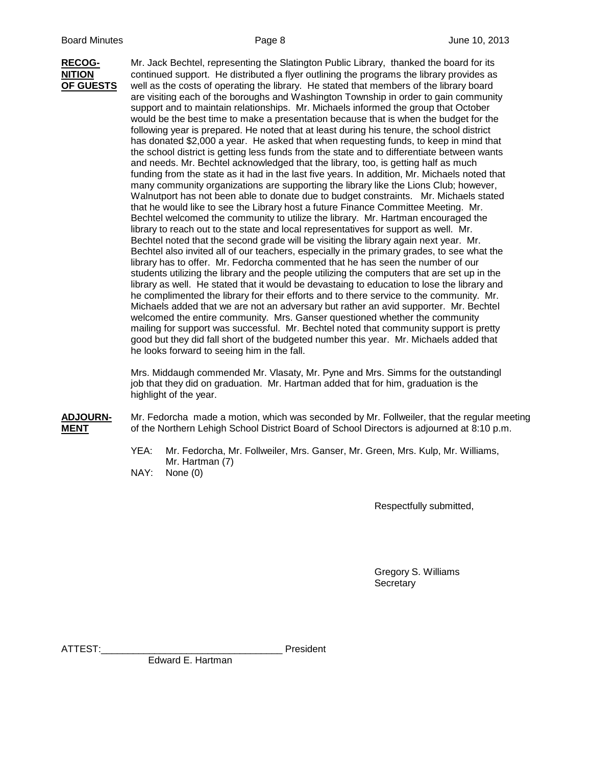**RECOGNITION OF GUESTS**

Mr. Jack Bechtel, representing the Slatington Public Library, thanked the board for its continued support. He distributed a flyer outlining the programs the library provides as well as the costs of operating the library. He stated that members of the library board are visiting each of the boroughs and Washington Township in order to gain community support and to maintain relationships. Mr. Michaels informed the group that October would be the best time to make a presentation because that is when the budget for the following year is prepared. He noted that at least during his tenure, the school district has donated $2,000 a year. He asked that when requesting funds, to keep in mind that the school district is getting less funds from the state and to differentiate between wants and needs. Mr. Bechtel acknowledged that the library, too, is getting half as much funding from the state as it had in the last five years. In addition, Mr. Michaels noted that many community organizations are supporting the library like the Lions Club; however, Walnutport has not been able to donate due to budget constraints. Mr. Michaels stated that he would like to see the Library host a future Finance Committee Meeting. Mr. Bechtel welcomed the community to utilize the library. Mr. Hartman encouraged the library to reach out to the state and local representatives for support as well. Mr. Bechtel noted that the second grade will be visiting the library again next year. Mr. Bechtel also invited all of our teachers, especially in the primary grades, to see what the library has to offer. Mr. Fedorcha commented that he has seen the number of our students utilizing the library and the people utilizing the computers that are set up in the library as well. He stated that it would be devastaing to education to lose the library and he complimented the library for their efforts and to there service to the community. Mr. Michaels added that we are not an adversary but rather an avid supporter. Mr. Bechtel welcomed the entire community. Mrs. Ganser questioned whether the community mailing for support was successful. Mr. Bechtel noted that community support is pretty good but they did fall short of the budgeted number this year. Mr. Michaels added that he looks forward to seeing him in the fall.

Mrs. Middaugh commended Mr. Vlasaty, Mr. Pyne and Mrs. Simms for the outstandingl job that they did on graduation. Mr. Hartman added that for him, graduation is the highlight of the year.

**ADJOURNMENT**

Mr. Fedorcha made a motion, which was seconded by Mr. Follweiler, that the regular meeting of the Northern Lehigh School District Board of School Directors is adjourned at 8:10 p.m.

YEA: Mr. Fedorcha, Mr. Follweiler, Mrs. Ganser, Mr. Green, Mrs. Kulp, Mr. Williams, Mr. Hartman (7)

NAY: None (0)

Respectfully submitted,

Gregory S. Williams
Secretary

ATTEST:_________________________________ President
Edward E. Hartman